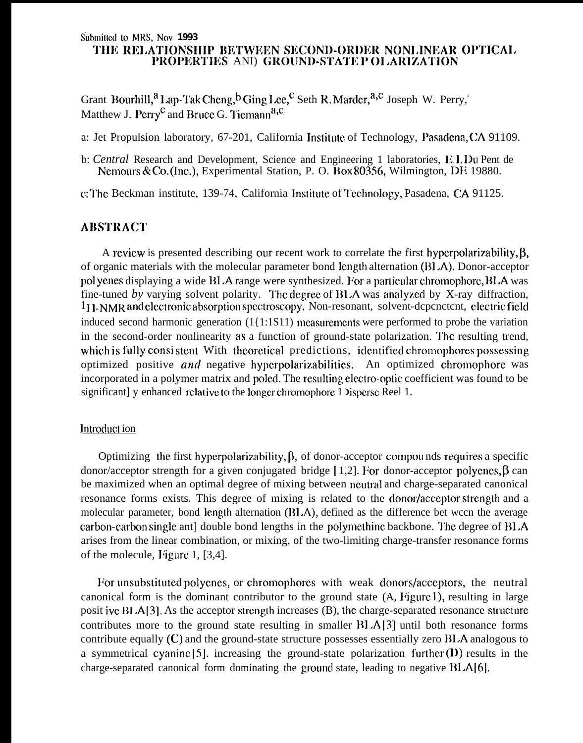Submitted to MRS, Nov 1993

# THE RELATIONSHIP BETWEEN SECOND-ORDER NONLINEAR OPTICAL PROPERTIES AND GROUND-STATE POLARIZATION

Grant Bourhill,[a] Lap-Tak Cheng,[b] Ging Lee,[c] Seth R. Marder,[a,c] Joseph W. Perry,[a] Matthew J. Perry[c] and Bruce G. Tiemann[a,c]

a: Jet Propulsion laboratory, 67-201, California Institute of Technology, Pasadena, CA 91109.

b: *Central* Research and Development, Science and Engineering 1 laboratories, E.I. Du Pent de Nemours & Co. (Inc.), Experimental Station, P. O. Box 80356, Wilmington, DE 19880.

c: The Beckman institute, 139-74, California Institute of Technology, Pasadena, CA 91125.

## ABSTRACT

A review is presented describing our recent work to correlate the first hyperpolarizability, β, of organic materials with the molecular parameter bond length alternation (BLA). Donor-acceptor polyenes displaying a wide BLA range were synthesized. For a particular chromophore, BLA was fine-tuned *by* varying solvent polarity. The degree of BLA was analyzed by X-ray diffraction, $^{1}$H-NMR and electronic absorption spectroscopy. Non-resonant, solvent-dependent, electric field induced second harmonic generation (EFISH) measurements were performed to probe the variation in the second-order nonlinearity as a function of ground-state polarization. The resulting trend, which is fully consistent with theoretical predictions, identified chromophores possessing optimized positive *and* negative hyperpolarizabilities. An optimized chromophore was incorporated in a polymer matrix and poled. The resulting electro-optic coefficient was found to be significantly enhanced relative to the longer chromophore Disperse Red 1.

## Introduction

Optimizing the first hyperpolarizability, β, of donor-acceptor compounds requires a specific donor/acceptor strength for a given conjugated bridge [1,2]. For donor-acceptor polyenes, β can be maximized when an optimal degree of mixing between neutral and charge-separated canonical resonance forms exists. This degree of mixing is related to the donor/acceptor strength and a molecular parameter, bond length alternation (BLA), defined as the difference between the average carbon-carbon single and double bond lengths in the polymethine backbone. The degree of BLA arises from the linear combination, or mixing, of the two-limiting charge-transfer resonance forms of the molecule, Figure 1, [3,4].

For unsubstituted polyenes, or chromophores with weak donors/acceptors, the neutral canonical form is the dominant contributor to the ground state (A, Figure 1), resulting in large positive BLA [3]. As the acceptor strength increases (B), the charge-separated resonance structure contributes more to the ground state resulting in smaller BLA [3] until both resonance forms contribute equally (C) and the ground-state structure possesses essentially zero BLA analogous to a symmetrical cyanine [5]. increasing the ground-state polarization further (D) results in the charge-separated canonical form dominating the ground state, leading to negative BLA [6].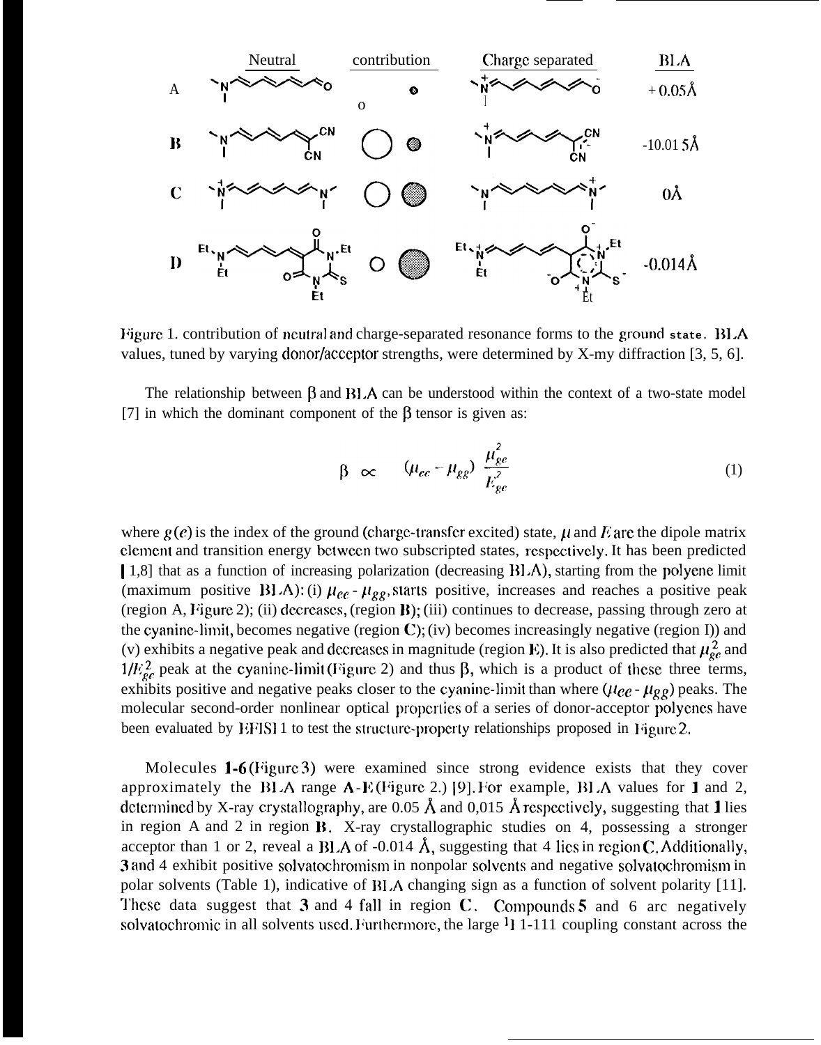| | Neutral | contribution | Charge separated | BLA |
|---|---|---|---|---|
| A | | o | | + 0.05Å |
| B | | | | -10.01 5Å |
| C | | | | 0Å |
| D | | | | -0.014Å |

Figure 1. contribution of neutral and charge-separated resonance forms to the ground state. BLA values, tuned by varying donor/acceptor strengths, were determined by X-ray diffraction [3, 5, 6].

The relationship between β and BLA can be understood within the context of a two-state model [7] in which the dominant component of the β tensor is given as:

$$\beta \propto (\mu_{ee} - \mu_{gg}) \frac{\mu_{ge}^2}{E_{ge}^2} \tag{1}$$

where $g(e)$ is the index of the ground (charge-transfer excited) state, $\mu$ and $E$ are the dipole matrix element and transition energy between two subscripted states, respectively. It has been predicted [1,8] that as a function of increasing polarization (decreasing BLA), starting from the polyene limit (maximum positive BLA): (i) $\mu_{ee} - \mu_{gg}$, starts positive, increases and reaches a positive peak (region A, Figure 2); (ii) decreases, (region B); (iii) continues to decrease, passing through zero at the cyanine-limit, becomes negative (region C); (iv) becomes increasingly negative (region D) and (v) exhibits a negative peak and decreases in magnitude (region E). It is also predicted that $\mu_{ge}^2$ and $1/E_{ge}^2$ peak at the cyanine-limit (Figure 2) and thus β, which is a product of these three terms, exhibits positive and negative peaks closer to the cyanine-limit than where $(\mu_{ee} - \mu_{gg})$ peaks. The molecular second-order nonlinear optical properties of a series of donor-acceptor polyenes have been evaluated by EFISH to test the structure-property relationships proposed in Figure 2.

Molecules **1-6** (Figure 3) were examined since strong evidence exists that they cover approximately the BLA range A-E (Figure 2.) [9]. For example, BLA values for **1** and 2, determined by X-ray crystallography, are 0.05 Å and 0,015 Å respectively, suggesting that **1** lies in region A and 2 in region B. X-ray crystallographic studies on 4, possessing a stronger acceptor than 1 or 2, reveal a BLA of -0.014 Å, suggesting that 4 lies in region C. Additionally, **3** and 4 exhibit positive solvatochromism in nonpolar solvents and negative solvatochromism in polar solvents (Table 1), indicative of BLA changing sign as a function of solvent polarity [11]. These data suggest that **3** and 4 fall in region C. Compounds **5** and 6 are negatively solvatochromic in all solvents used. Furthermore, the large [1]H-[1]H coupling constant across the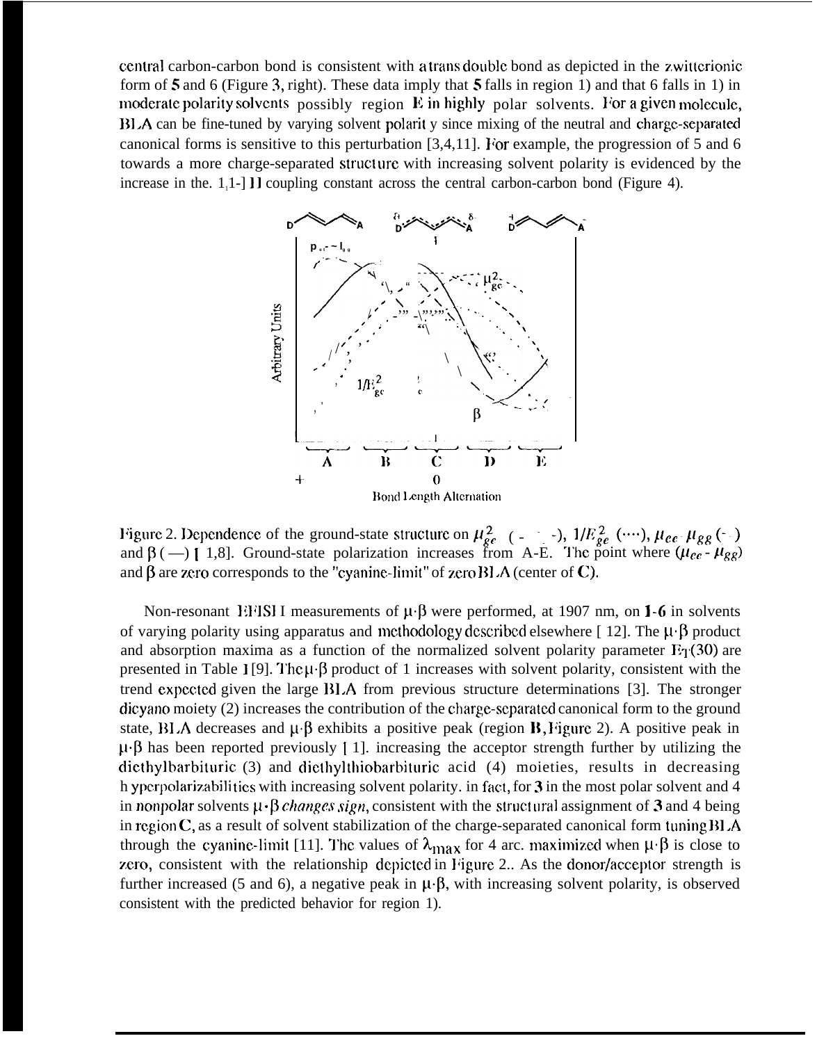central carbon-carbon bond is consistent with a trans double bond as depicted in the zwitterionic form of 5 and 6 (Figure 3, right). These data imply that 5 falls in region D and that 6 falls in D in moderate polarity solvents possibly region E in highly polar solvents. For a given molecule, BLA can be fine-tuned by varying solvent polarity since mixing of the neutral and charge-separated canonical forms is sensitive to this perturbation [3,4,11]. For example, the progression of 5 and 6 towards a more charge-separated structure with increasing solvent polarity is evidenced by the increase in the $^1$H-$^1$H coupling constant across the central carbon-carbon bond (Figure 4).

Figure 2. Dependence of the ground-state structure on $\mu_{ge}^2$ (- - -), $1/E_{ge}^2$ (····), $\mu_{ee}$-$\mu_{gg}$ (- ·) and β (—) [1,8]. Ground-state polarization increases from A-E. The point where ($\mu_{ee}$ - $\mu_{gg}$) and β are zero corresponds to the "cyanine-limit" of zero BLA (center of C).

Non-resonant EFISH measurements of μ·β were performed, at 1907 nm, on 1-6 in solvents of varying polarity using apparatus and methodology described elsewhere [12]. The μ·β product and absorption maxima as a function of the normalized solvent polarity parameter $E_T(30)$ are presented in Table 1 [9]. The μ·β product of 1 increases with solvent polarity, consistent with the trend expected given the large BLA from previous structure determinations [3]. The stronger dicyano moiety (2) increases the contribution of the charge-separated canonical form to the ground state, BLA decreases and μ·β exhibits a positive peak (region B, Figure 2). A positive peak in μ·β has been reported previously [1]. increasing the acceptor strength further by utilizing the diethylbarbituric (3) and diethylthiobarbituric acid (4) moieties, results in decreasing hyperpolarizabilities with increasing solvent polarity. in fact, for 3 in the most polar solvent and 4 in nonpolar solvents μ·β *changes sign*, consistent with the structural assignment of 3 and 4 being in region C, as a result of solvent stabilization of the charge-separated canonical form tuning BLA through the cyanine-limit [11]. The values of $\lambda_{max}$ for 4 are maximized when μ·β is close to zero, consistent with the relationship depicted in Figure 2.. As the donor/acceptor strength is further increased (5 and 6), a negative peak in μ·β, with increasing solvent polarity, is observed consistent with the predicted behavior for region D.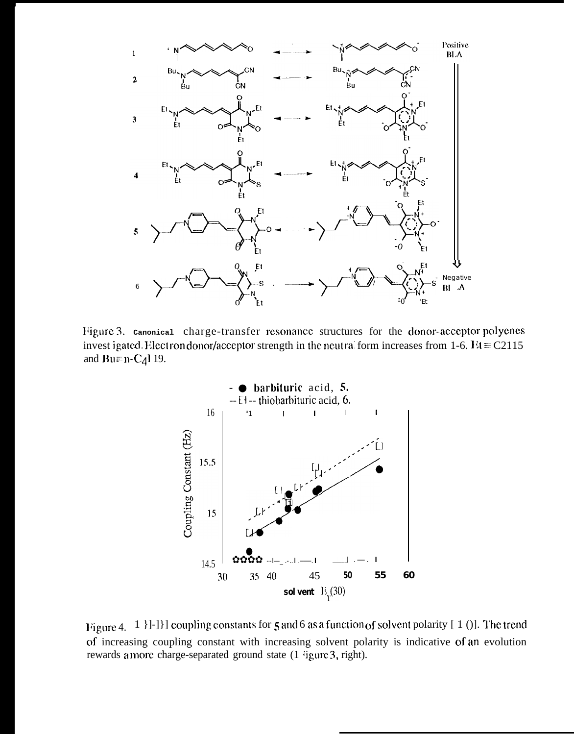Figure 3. Canonical charge-transfer resonance structures for the donor-acceptor polyenes investigated. Electron donor/acceptor strength in the neutral form increases from 1-6. Et = $C_2H_5$ and Bu = n-$C_4H_9$.

Figure 4. $^1H$-$^1H$ coupling constants for 5 and 6 as a function of solvent polarity [ET(30)]. The trend of increasing coupling constant with increasing solvent polarity is indicative of an evolution towards a more charge-separated ground state (Figure 3, right).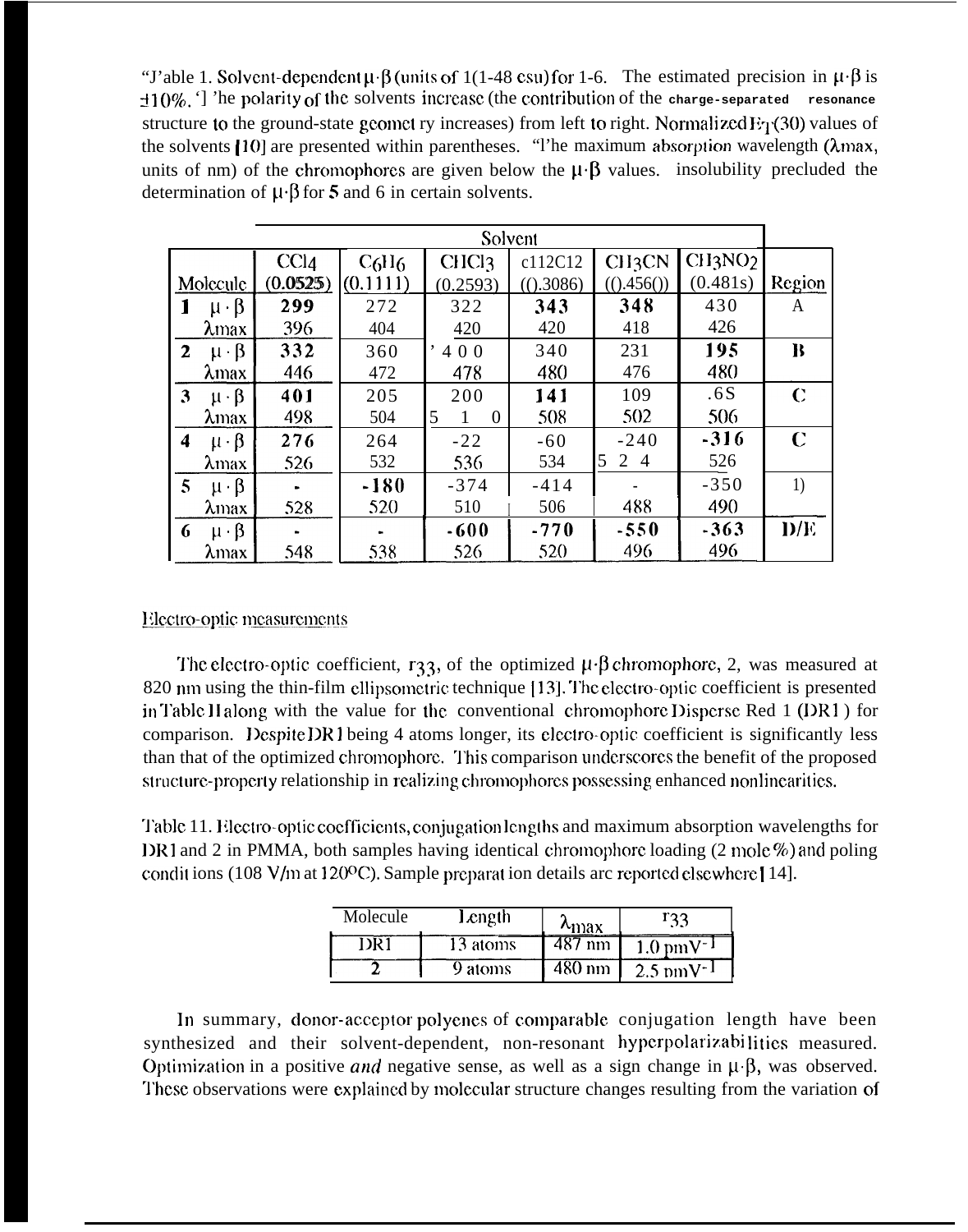Table 1. Solvent-dependent $\mu \cdot \beta$ (units of $10^{-48}$ esu) for 1-6. The estimated precision in $\mu \cdot \beta$ is ±10%. The polarity of the solvents increase (the contribution of the **charge-separated resonance** structure to the ground-state geometry increases) from left to right. Normalized $E_T(30)$ values of the solvents [10] are presented within parentheses. The maximum absorption wavelength ($\lambda_{max}$, units of nm) of the chromophores are given below the $\mu \cdot \beta$ values. insolubility precluded the determination of $\mu \cdot \beta$ for **5** and 6 in certain solvents.

| Molecule | | Solvent | | | | | | Region |
|---|---|---|---|---|---|---|---|---|
| | | $CCl_4$ (0.0525) | $C_6H_6$ (0.1111) | $CHCl_3$ (0.2593) | $CH_2Cl_2$ (0.3086) | $CH_3CN$ (0.4560) | $CH_3NO_2$ (0.481s) | |
| **1** | $\mu \cdot \beta$ | **299** | 272 | 322 | **343** | **348** | 430 | A |
| | $\lambda_{max}$ | 396 | 404 | 420 | 420 | 418 | 426 | |
| **2** | $\mu \cdot \beta$ | **332** | 360 | 400 | 340 | 231 | **195** | B |
| | $\lambda_{max}$ | 446 | 472 | 478 | 480 | 476 | 480 | |
| **3** | $\mu \cdot \beta$ | **401** | 205 | 200 | **141** | 109 | .6S | C |
| | $\lambda_{max}$ | 498 | 504 | 510 | 508 | 502 | 506 | |
| **4** | $\mu \cdot \beta$ | **276** | 264 | -22 | -60 | -240 | **-316** | C |
| | $\lambda_{max}$ | 526 | 532 | 536 | 534 | 524 | 526 | |
| **5** | $\mu \cdot \beta$ | - | **-180** | -374 | -414 | - | -350 | D |
| | $\lambda_{max}$ | 528 | 520 | 510 | 506 | 488 | 490 | |
| **6** | $\mu \cdot \beta$ | - | - | **-600** | **-770** | **-550** | **-363** | D/E |
| | $\lambda_{max}$ | 548 | 538 | 526 | 520 | 496 | 496 | |

## Electro-optic measurements

The electro-optic coefficient, $r_{33}$, of the optimized $\mu \cdot \beta$ chromophore, 2, was measured at 820 nm using the thin-film ellipsometric technique [13]. The electro-optic coefficient is presented in Table II along with the value for the conventional chromophore Disperse Red 1 (DR1) for comparison. Despite DR1 being 4 atoms longer, its electro-optic coefficient is significantly less than that of the optimized chromophore. This comparison underscores the benefit of the proposed structure-property relationship in realizing chromophores possessing enhanced nonlinearities.

Table II. Electro-optic coefficients, conjugation lengths and maximum absorption wavelengths for DR1 and 2 in PMMA, both samples having identical chromophore loading (2 mole %) and poling conditions (108 V/m at 120°C). Sample preparation details are reported elsewhere [14].

| Molecule | Length | $\lambda_{max}$ | $r_{33}$ |
|---|---|---|---|
| DR1 | 13 atoms | 487 nm | 1.0 pmV$^{-1}$ |
| **2** | 9 atoms | 480 nm | 2.5 pmV$^{-1}$ |

In summary, donor-acceptor polyenes of comparable conjugation length have been synthesized and their solvent-dependent, non-resonant hyperpolarizabilities measured. Optimization in a positive *and* negative sense, as well as a sign change in $\mu \cdot \beta$, was observed. These observations were explained by molecular structure changes resulting from the variation of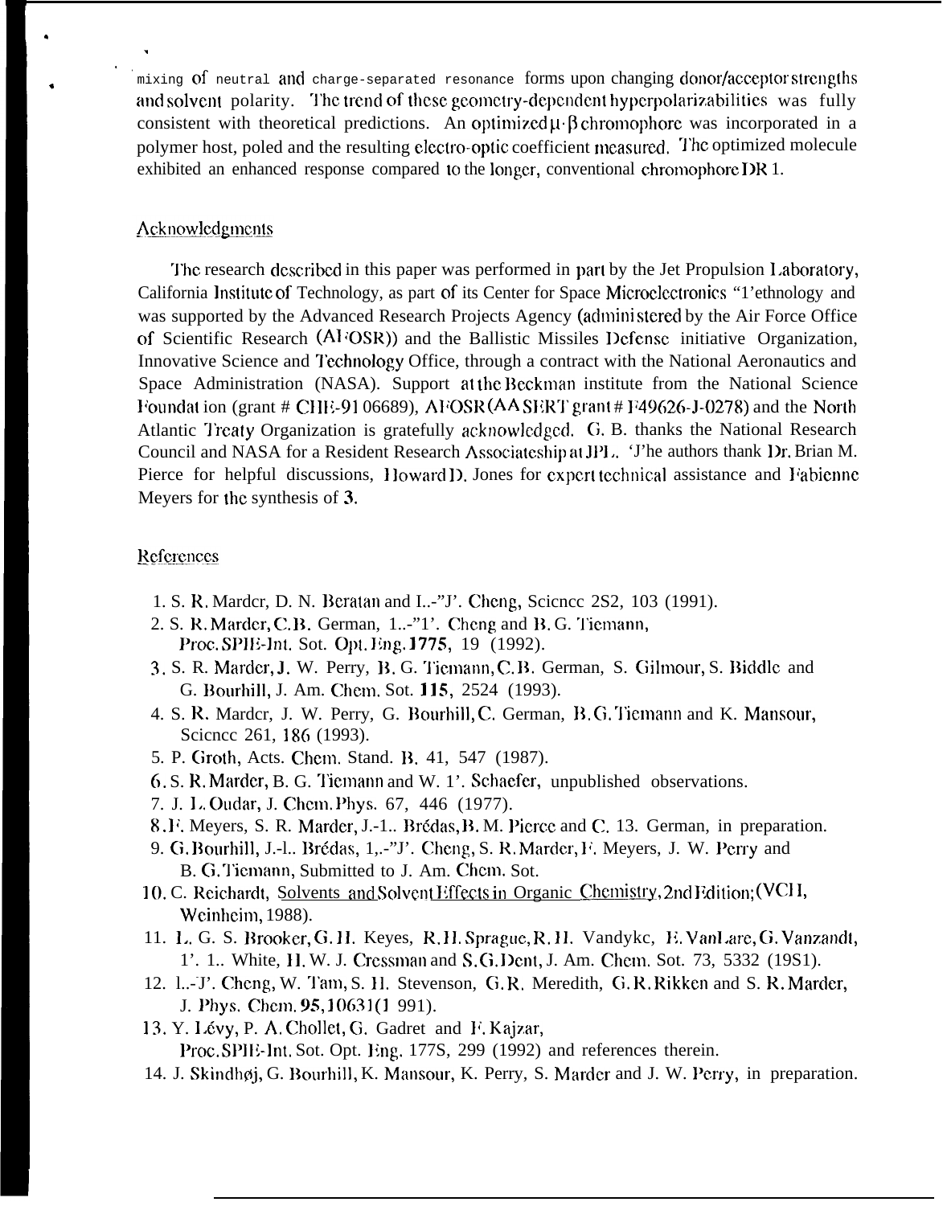mixing of neutral and charge-separated resonance forms upon changing donor/acceptor strengths and solvent polarity. The trend of these geometry-dependent hyperpolarizabilities was fully consistent with theoretical predictions. An optimized $\mu \cdot \beta$ chromophore was incorporated in a polymer host, poled and the resulting electro-optic coefficient measured. The optimized molecule exhibited an enhanced response compared to the longer, conventional chromophore DR 1.

## Acknowledgments

The research described in this paper was performed in part by the Jet Propulsion Laboratory, California Institute of Technology, as part of its Center for Space Microelectronics "1'ethnology and was supported by the Advanced Research Projects Agency (administered by the Air Force Office of Scientific Research (AFOSR)) and the Ballistic Missiles Defense initiative Organization, Innovative Science and Technology Office, through a contract with the National Aeronautics and Space Administration (NASA). Support at the Beckman institute from the National Science Foundation (grant # CHE-91 06689), AFOSR (AASERT grant # F49626-J-0278) and the North Atlantic Treaty Organization is gratefully acknowledged. G. B. thanks the National Research Council and NASA for a Resident Research Associateship at JPL. 'J'he authors thank Dr. Brian M. Pierce for helpful discussions, Howard D. Jones for expert technical assistance and Fabienne Meyers for the synthesis of **3**.

## References

1. S. R. Marder, D. N. Beratan and L.-T. Cheng, Science 2S2, 103 (1991).
2. S. R. Marder, C. B. German, L.-T. Cheng and B. G. Tiemann, Proc. SPIE-Int. Sot. Opt. Eng. **1775**, 19 (1992).
3. S. R. Marder, J. W. Perry, B. G. Tiemann, C. B. German, S. Gilmour, S. Biddle and G. Bourhill, J. Am. Chem. Sot. **115**, 2524 (1993).
4. S. R. Marder, J. W. Perry, G. Bourhill, C. German, B. G. Tiemann and K. Mansour, Science 261, 186 (1993).
5. P. Groth, Acts. Chem. Stand. B. 41, 547 (1987).
6. S. R. Marder, B. G. Tiemann and W. P. Schaefer, unpublished observations.
7. J. L. Oudar, J. Chem. Phys. 67, 446 (1977).
8. F. Meyers, S. R. Marder, J.-L. Brédas, B. M. Pierce and C. B. German, in preparation.
9. G. Bourhill, J.-L. Brédas, L.-T. Cheng, S. R. Marder, F. Meyers, J. W. Perry and B. G. Tiemann, Submitted to J. Am. Chem. Sot.
10. C. Reichardt, Solvents and Solvent Effects in Organic Chemistry, 2nd Edition; (VCH, Weinheim, 1988).
11. L. G. S. Brooker, G. H. Keyes, R. H. Sprague, R. H. Vandyke, E. VanLare, G. Vanzandt, F. L. White, H. W. J. Cressman and S. G. Dent, J. Am. Chem. Sot. 73, 5332 (19S1).
12. L.-T. Cheng, W. Tam, S. H. Stevenson, G. R. Meredith, G. R. Rikken and S. R. Marder, J. Phys. Chem. **95**, 10631 (1991).
13. Y. Lévy, P. A. Chollet, G. Gadret and F. Kajzar, Proc. SPIE-Int. Sot. Opt. Eng. 177S, 299 (1992) and references therein.
14. J. Skindhøj, G. Bourhill, K. Mansour, K. Perry, S. Marder and J. W. Perry, in preparation.